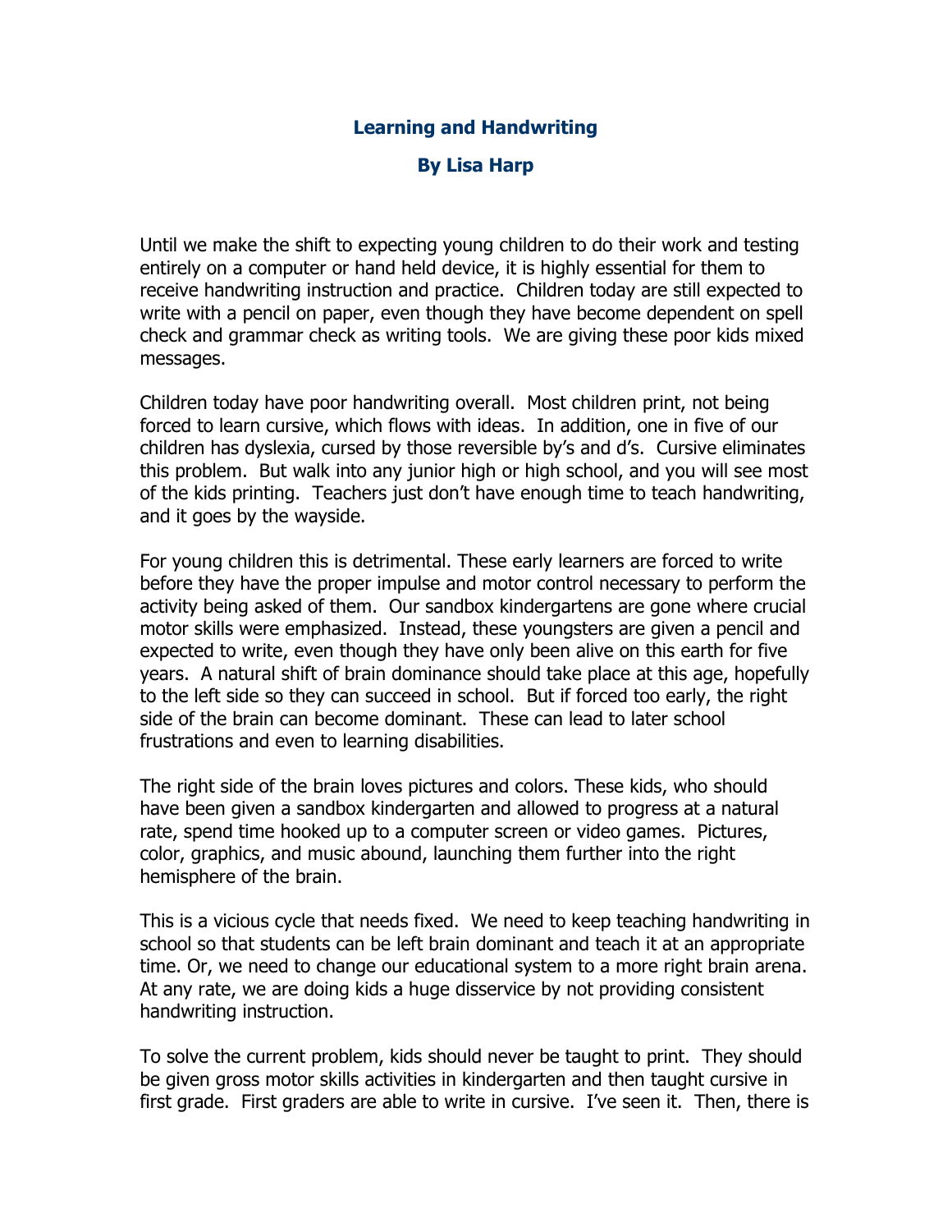# Learning and Handwriting

## By Lisa Harp

Until we make the shift to expecting young children to do their work and testing entirely on a computer or hand held device, it is highly essential for them to receive handwriting instruction and practice. Children today are still expected to write with a pencil on paper, even though they have become dependent on spell check and grammar check as writing tools. We are giving these poor kids mixed messages.

Children today have poor handwriting overall. Most children print, not being forced to learn cursive, which flows with ideas. In addition, one in five of our children has dyslexia, cursed by those reversible by's and d's. Cursive eliminates this problem. But walk into any junior high or high school, and you will see most of the kids printing. Teachers just don't have enough time to teach handwriting, and it goes by the wayside.

For young children this is detrimental. These early learners are forced to write before they have the proper impulse and motor control necessary to perform the activity being asked of them. Our sandbox kindergartens are gone where crucial motor skills were emphasized. Instead, these youngsters are given a pencil and expected to write, even though they have only been alive on this earth for five years. A natural shift of brain dominance should take place at this age, hopefully to the left side so they can succeed in school. But if forced too early, the right side of the brain can become dominant. These can lead to later school frustrations and even to learning disabilities.

The right side of the brain loves pictures and colors. These kids, who should have been given a sandbox kindergarten and allowed to progress at a natural rate, spend time hooked up to a computer screen or video games. Pictures, color, graphics, and music abound, launching them further into the right hemisphere of the brain.

This is a vicious cycle that needs fixed. We need to keep teaching handwriting in school so that students can be left brain dominant and teach it at an appropriate time. Or, we need to change our educational system to a more right brain arena. At any rate, we are doing kids a huge disservice by not providing consistent handwriting instruction.

To solve the current problem, kids should never be taught to print. They should be given gross motor skills activities in kindergarten and then taught cursive in first grade. First graders are able to write in cursive. I've seen it. Then, there is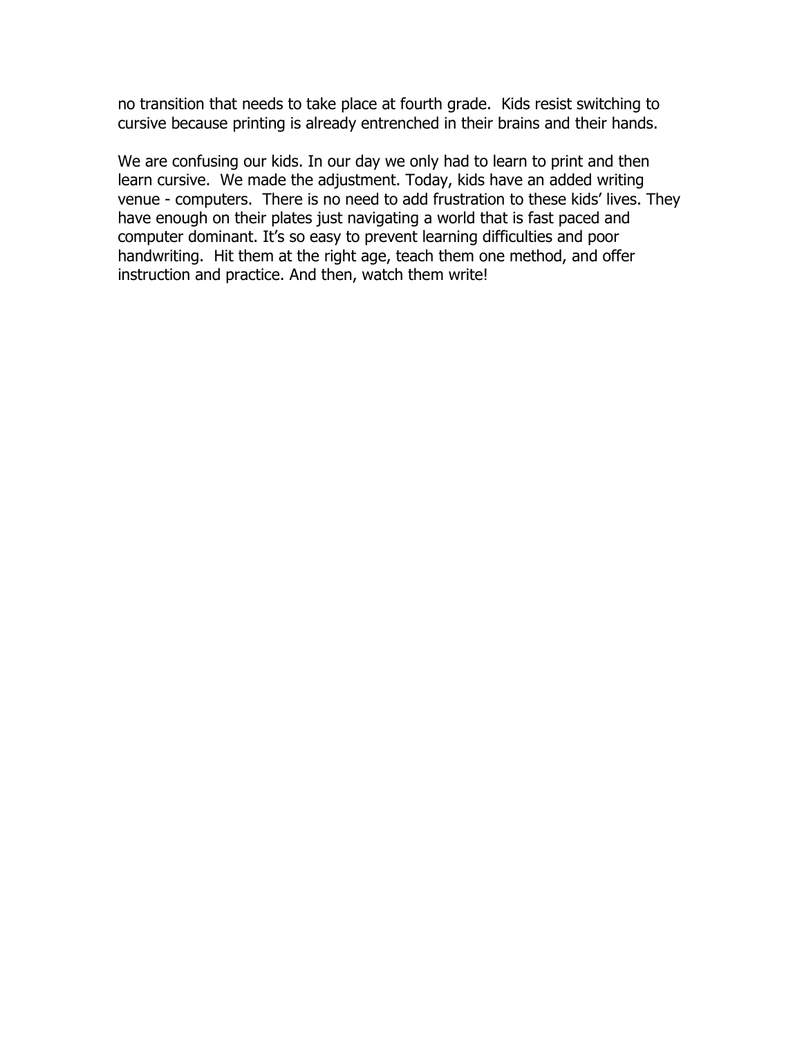no transition that needs to take place at fourth grade. Kids resist switching to cursive because printing is already entrenched in their brains and their hands.

We are confusing our kids. In our day we only had to learn to print and then learn cursive. We made the adjustment. Today, kids have an added writing venue - computers. There is no need to add frustration to these kids' lives. They have enough on their plates just navigating a world that is fast paced and computer dominant. It's so easy to prevent learning difficulties and poor handwriting. Hit them at the right age, teach them one method, and offer instruction and practice. And then, watch them write!